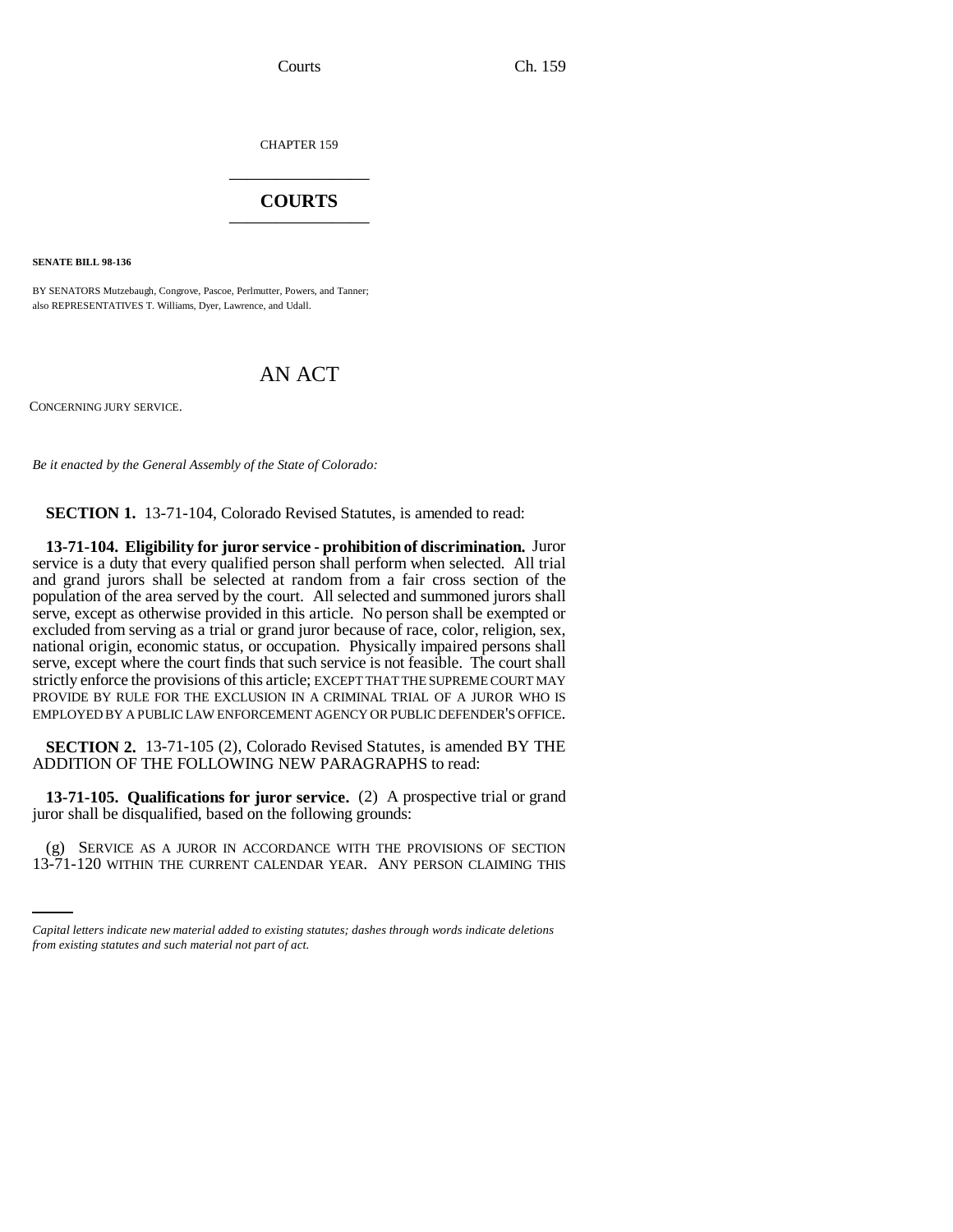CHAPTER 159

# COURTS

**SENATE BILL 98-136**

BY SENATORS Mutzebaugh, Congrove, Pascoe, Perlmutter, Powers, and Tanner;
also REPRESENTATIVES T. Williams, Dyer, Lawrence, and Udall.

# AN ACT

CONCERNING JURY SERVICE.

*Be it enacted by the General Assembly of the State of Colorado:*

**SECTION 1.** 13-71-104, Colorado Revised Statutes, is amended to read:

**13-71-104. Eligibility for juror service - prohibition of discrimination.** Juror service is a duty that every qualified person shall perform when selected. All trial and grand jurors shall be selected at random from a fair cross section of the population of the area served by the court. All selected and summoned jurors shall serve, except as otherwise provided in this article. No person shall be exempted or excluded from serving as a trial or grand juror because of race, color, religion, sex, national origin, economic status, or occupation. Physically impaired persons shall serve, except where the court finds that such service is not feasible. The court shall strictly enforce the provisions of this article; EXCEPT THAT THE SUPREME COURT MAY PROVIDE BY RULE FOR THE EXCLUSION IN A CRIMINAL TRIAL OF A JUROR WHO IS EMPLOYED BY A PUBLIC LAW ENFORCEMENT AGENCY OR PUBLIC DEFENDER'S OFFICE.

**SECTION 2.** 13-71-105 (2), Colorado Revised Statutes, is amended BY THE ADDITION OF THE FOLLOWING NEW PARAGRAPHS to read:

**13-71-105. Qualifications for juror service.** (2) A prospective trial or grand juror shall be disqualified, based on the following grounds:

(g) SERVICE AS A JUROR IN ACCORDANCE WITH THE PROVISIONS OF SECTION 13-71-120 WITHIN THE CURRENT CALENDAR YEAR. ANY PERSON CLAIMING THIS

*Capital letters indicate new material added to existing statutes; dashes through words indicate deletions from existing statutes and such material not part of act.*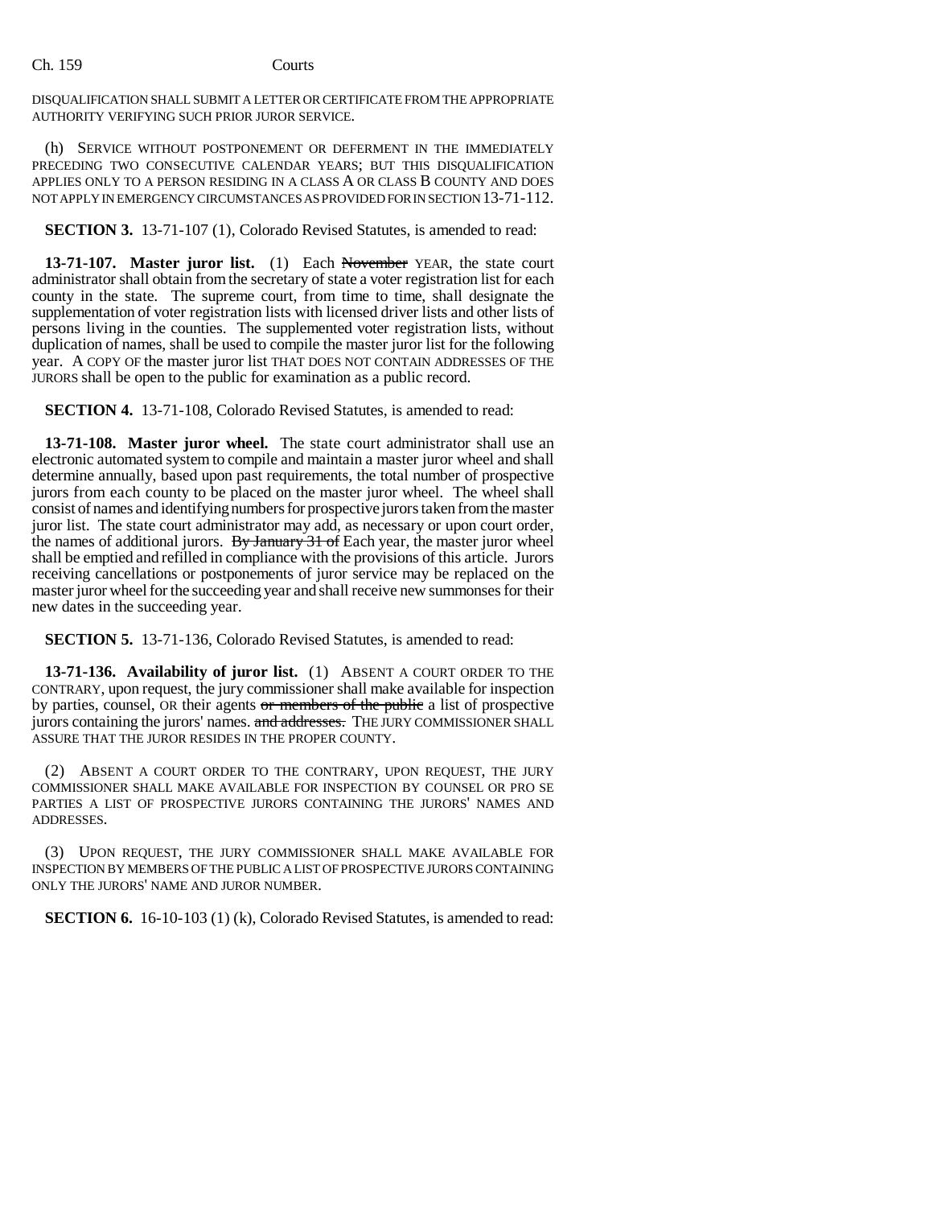DISQUALIFICATION SHALL SUBMIT A LETTER OR CERTIFICATE FROM THE APPROPRIATE AUTHORITY VERIFYING SUCH PRIOR JUROR SERVICE.

(h) SERVICE WITHOUT POSTPONEMENT OR DEFERMENT IN THE IMMEDIATELY PRECEDING TWO CONSECUTIVE CALENDAR YEARS; BUT THIS DISQUALIFICATION APPLIES ONLY TO A PERSON RESIDING IN A CLASS A OR CLASS B COUNTY AND DOES NOT APPLY IN EMERGENCY CIRCUMSTANCES AS PROVIDED FOR IN SECTION 13-71-112.

**SECTION 3.** 13-71-107 (1), Colorado Revised Statutes, is amended to read:

**13-71-107. Master juror list.** (1) Each ~~November~~ YEAR, the state court administrator shall obtain from the secretary of state a voter registration list for each county in the state. The supreme court, from time to time, shall designate the supplementation of voter registration lists with licensed driver lists and other lists of persons living in the counties. The supplemented voter registration lists, without duplication of names, shall be used to compile the master juror list for the following year. A COPY OF the master juror list THAT DOES NOT CONTAIN ADDRESSES OF THE JURORS shall be open to the public for examination as a public record.

**SECTION 4.** 13-71-108, Colorado Revised Statutes, is amended to read:

**13-71-108. Master juror wheel.** The state court administrator shall use an electronic automated system to compile and maintain a master juror wheel and shall determine annually, based upon past requirements, the total number of prospective jurors from each county to be placed on the master juror wheel. The wheel shall consist of names and identifying numbers for prospective jurors taken from the master juror list. The state court administrator may add, as necessary or upon court order, the names of additional jurors. ~~By January 31 of~~ Each year, the master juror wheel shall be emptied and refilled in compliance with the provisions of this article. Jurors receiving cancellations or postponements of juror service may be replaced on the master juror wheel for the succeeding year and shall receive new summonses for their new dates in the succeeding year.

**SECTION 5.** 13-71-136, Colorado Revised Statutes, is amended to read:

**13-71-136. Availability of juror list.** (1) ABSENT A COURT ORDER TO THE CONTRARY, upon request, the jury commissioner shall make available for inspection by parties, counsel, OR their agents ~~or members of the public~~ a list of prospective jurors containing the jurors' names. ~~and addresses.~~ THE JURY COMMISSIONER SHALL ASSURE THAT THE JUROR RESIDES IN THE PROPER COUNTY.

(2) ABSENT A COURT ORDER TO THE CONTRARY, UPON REQUEST, THE JURY COMMISSIONER SHALL MAKE AVAILABLE FOR INSPECTION BY COUNSEL OR PRO SE PARTIES A LIST OF PROSPECTIVE JURORS CONTAINING THE JURORS' NAMES AND ADDRESSES.

(3) UPON REQUEST, THE JURY COMMISSIONER SHALL MAKE AVAILABLE FOR INSPECTION BY MEMBERS OF THE PUBLIC A LIST OF PROSPECTIVE JURORS CONTAINING ONLY THE JURORS' NAME AND JUROR NUMBER.

**SECTION 6.** 16-10-103 (1) (k), Colorado Revised Statutes, is amended to read: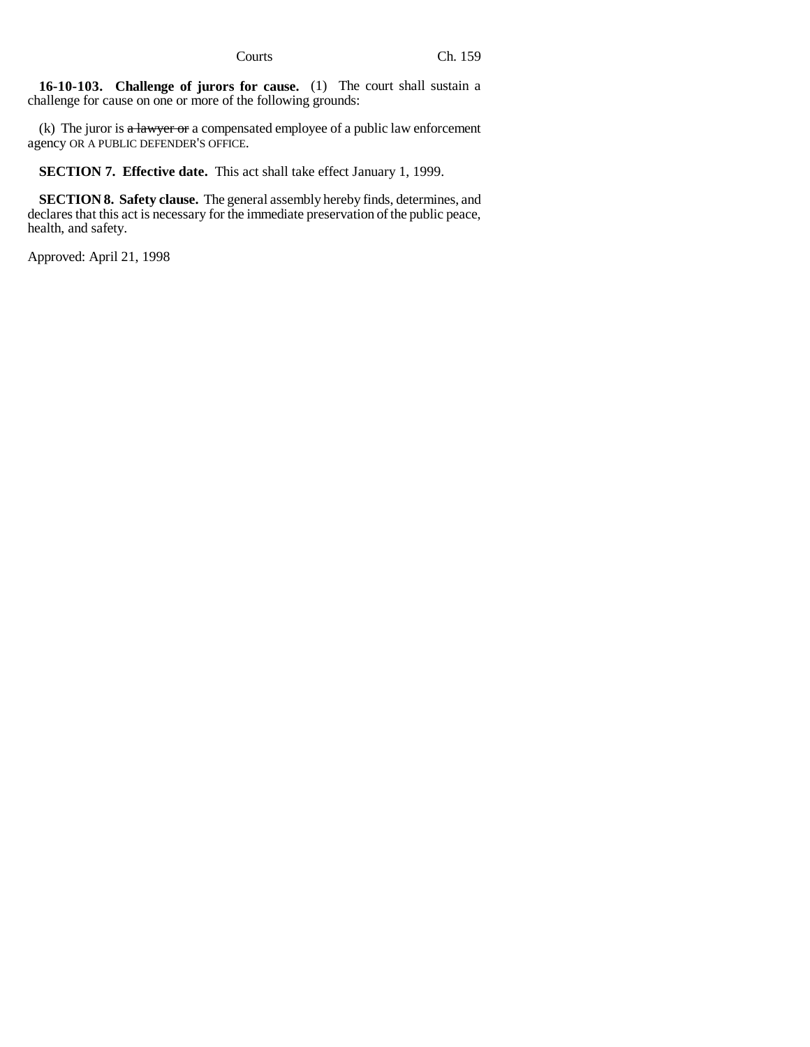**16-10-103. Challenge of jurors for cause.** (1) The court shall sustain a challenge for cause on one or more of the following grounds:

(k) The juror is ~~a lawyer or~~ a compensated employee of a public law enforcement agency OR A PUBLIC DEFENDER'S OFFICE.

**SECTION 7. Effective date.** This act shall take effect January 1, 1999.

**SECTION 8. Safety clause.** The general assembly hereby finds, determines, and declares that this act is necessary for the immediate preservation of the public peace, health, and safety.

Approved: April 21, 1998